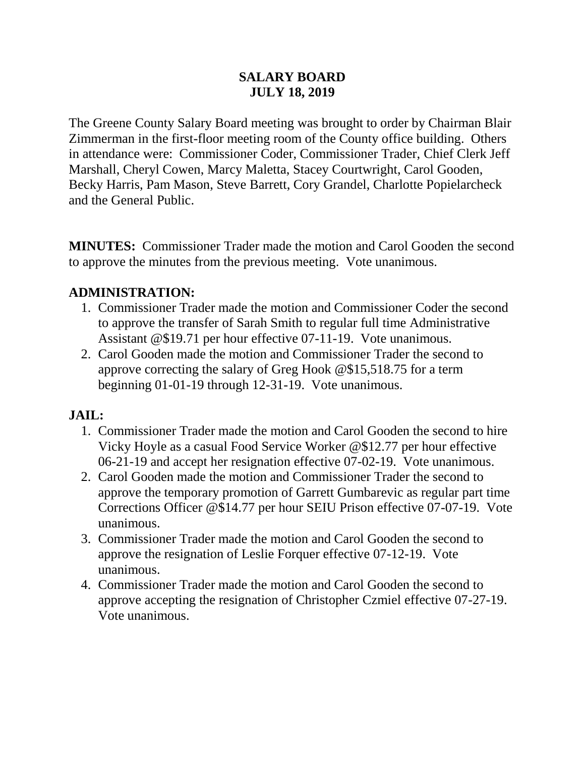# SALARY BOARD
# JULY 18, 2019

The Greene County Salary Board meeting was brought to order by Chairman Blair Zimmerman in the first-floor meeting room of the County office building. Others in attendance were: Commissioner Coder, Commissioner Trader, Chief Clerk Jeff Marshall, Cheryl Cowen, Marcy Maletta, Stacey Courtwright, Carol Gooden, Becky Harris, Pam Mason, Steve Barrett, Cory Grandel, Charlotte Popielarcheck and the General Public.

**MINUTES:** Commissioner Trader made the motion and Carol Gooden the second to approve the minutes from the previous meeting. Vote unanimous.

## ADMINISTRATION:

1. Commissioner Trader made the motion and Commissioner Coder the second to approve the transfer of Sarah Smith to regular full time Administrative Assistant @$19.71 per hour effective 07-11-19. Vote unanimous.
2. Carol Gooden made the motion and Commissioner Trader the second to approve correcting the salary of Greg Hook @$15,518.75 for a term beginning 01-01-19 through 12-31-19. Vote unanimous.

## JAIL:

1. Commissioner Trader made the motion and Carol Gooden the second to hire Vicky Hoyle as a casual Food Service Worker @$12.77 per hour effective 06-21-19 and accept her resignation effective 07-02-19. Vote unanimous.
2. Carol Gooden made the motion and Commissioner Trader the second to approve the temporary promotion of Garrett Gumbarevic as regular part time Corrections Officer @$14.77 per hour SEIU Prison effective 07-07-19. Vote unanimous.
3. Commissioner Trader made the motion and Carol Gooden the second to approve the resignation of Leslie Forquer effective 07-12-19. Vote unanimous.
4. Commissioner Trader made the motion and Carol Gooden the second to approve accepting the resignation of Christopher Czmiel effective 07-27-19. Vote unanimous.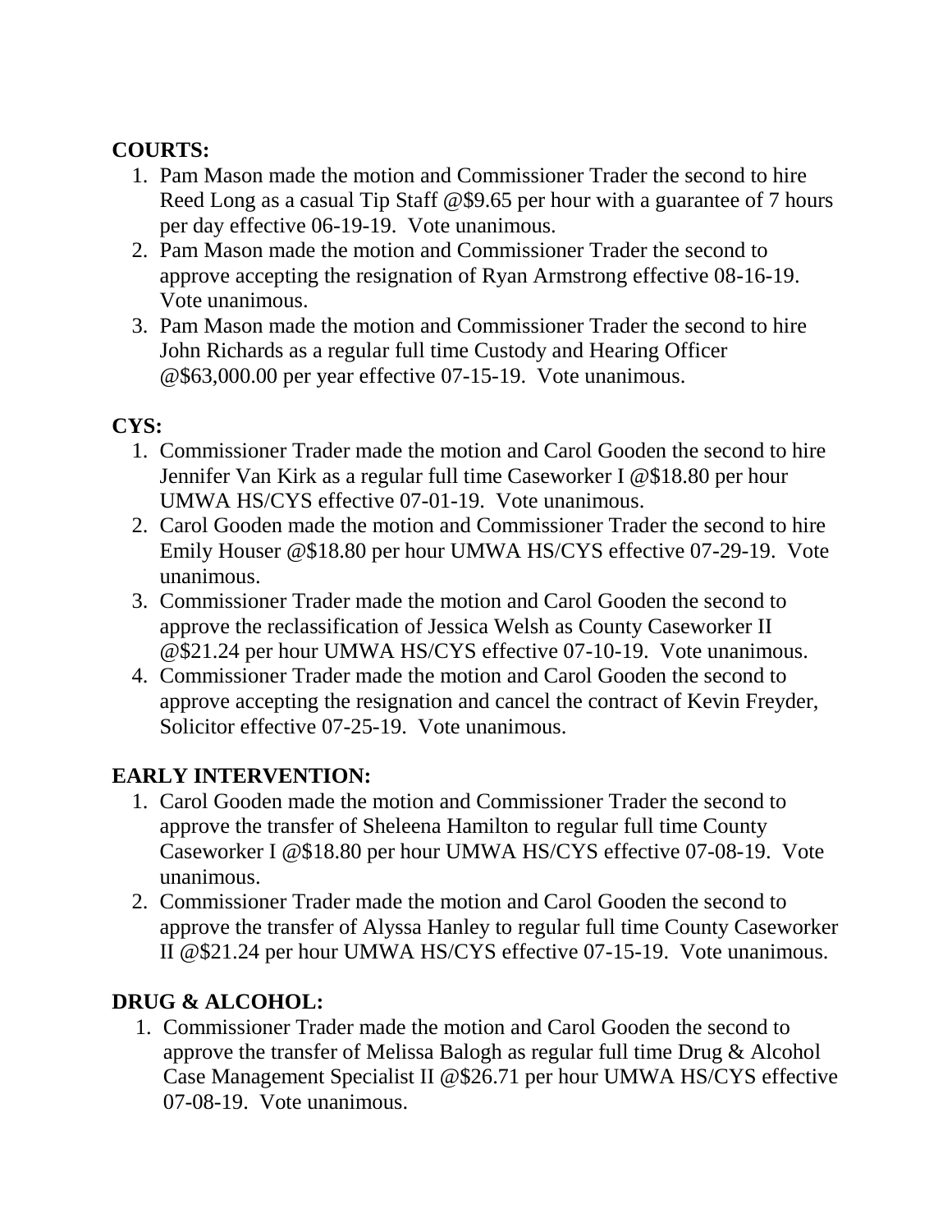**COURTS:**

1. Pam Mason made the motion and Commissioner Trader the second to hire Reed Long as a casual Tip Staff @$9.65 per hour with a guarantee of 7 hours per day effective 06-19-19. Vote unanimous.
2. Pam Mason made the motion and Commissioner Trader the second to approve accepting the resignation of Ryan Armstrong effective 08-16-19. Vote unanimous.
3. Pam Mason made the motion and Commissioner Trader the second to hire John Richards as a regular full time Custody and Hearing Officer @$63,000.00 per year effective 07-15-19. Vote unanimous.

**CYS:**

1. Commissioner Trader made the motion and Carol Gooden the second to hire Jennifer Van Kirk as a regular full time Caseworker I @$18.80 per hour UMWA HS/CYS effective 07-01-19. Vote unanimous.
2. Carol Gooden made the motion and Commissioner Trader the second to hire Emily Houser @$18.80 per hour UMWA HS/CYS effective 07-29-19. Vote unanimous.
3. Commissioner Trader made the motion and Carol Gooden the second to approve the reclassification of Jessica Welsh as County Caseworker II @$21.24 per hour UMWA HS/CYS effective 07-10-19. Vote unanimous.
4. Commissioner Trader made the motion and Carol Gooden the second to approve accepting the resignation and cancel the contract of Kevin Freyder, Solicitor effective 07-25-19. Vote unanimous.

**EARLY INTERVENTION:**

1. Carol Gooden made the motion and Commissioner Trader the second to approve the transfer of Sheleena Hamilton to regular full time County Caseworker I @$18.80 per hour UMWA HS/CYS effective 07-08-19. Vote unanimous.
2. Commissioner Trader made the motion and Carol Gooden the second to approve the transfer of Alyssa Hanley to regular full time County Caseworker II @$21.24 per hour UMWA HS/CYS effective 07-15-19. Vote unanimous.

**DRUG & ALCOHOL:**

1. Commissioner Trader made the motion and Carol Gooden the second to approve the transfer of Melissa Balogh as regular full time Drug & Alcohol Case Management Specialist II @$26.71 per hour UMWA HS/CYS effective 07-08-19. Vote unanimous.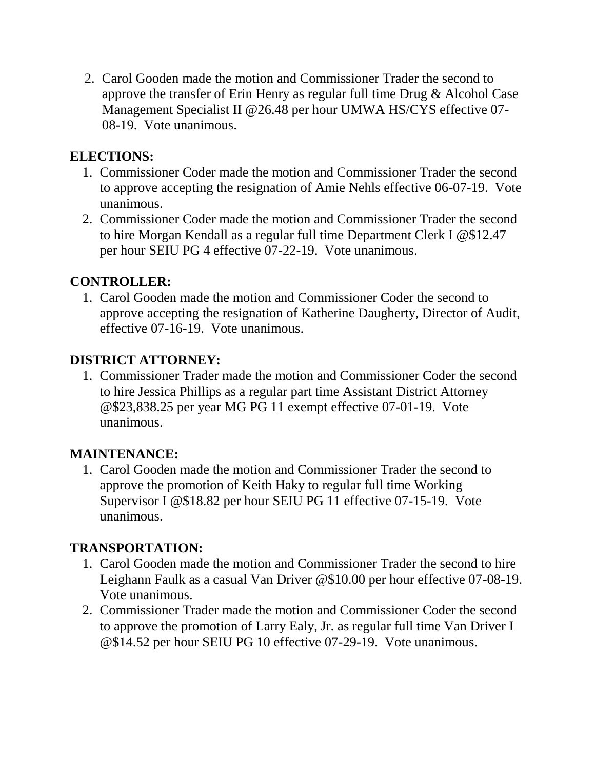2. Carol Gooden made the motion and Commissioner Trader the second to approve the transfer of Erin Henry as regular full time Drug & Alcohol Case Management Specialist II @26.48 per hour UMWA HS/CYS effective 07-08-19. Vote unanimous.

**ELECTIONS:**

1. Commissioner Coder made the motion and Commissioner Trader the second to approve accepting the resignation of Amie Nehls effective 06-07-19. Vote unanimous.
2. Commissioner Coder made the motion and Commissioner Trader the second to hire Morgan Kendall as a regular full time Department Clerk I @$12.47 per hour SEIU PG 4 effective 07-22-19. Vote unanimous.

**CONTROLLER:**

1. Carol Gooden made the motion and Commissioner Coder the second to approve accepting the resignation of Katherine Daugherty, Director of Audit, effective 07-16-19. Vote unanimous.

**DISTRICT ATTORNEY:**

1. Commissioner Trader made the motion and Commissioner Coder the second to hire Jessica Phillips as a regular part time Assistant District Attorney @$23,838.25 per year MG PG 11 exempt effective 07-01-19. Vote unanimous.

**MAINTENANCE:**

1. Carol Gooden made the motion and Commissioner Trader the second to approve the promotion of Keith Haky to regular full time Working Supervisor I @$18.82 per hour SEIU PG 11 effective 07-15-19. Vote unanimous.

**TRANSPORTATION:**

1. Carol Gooden made the motion and Commissioner Trader the second to hire Leighann Faulk as a casual Van Driver @$10.00 per hour effective 07-08-19. Vote unanimous.
2. Commissioner Trader made the motion and Commissioner Coder the second to approve the promotion of Larry Ealy, Jr. as regular full time Van Driver I @$14.52 per hour SEIU PG 10 effective 07-29-19. Vote unanimous.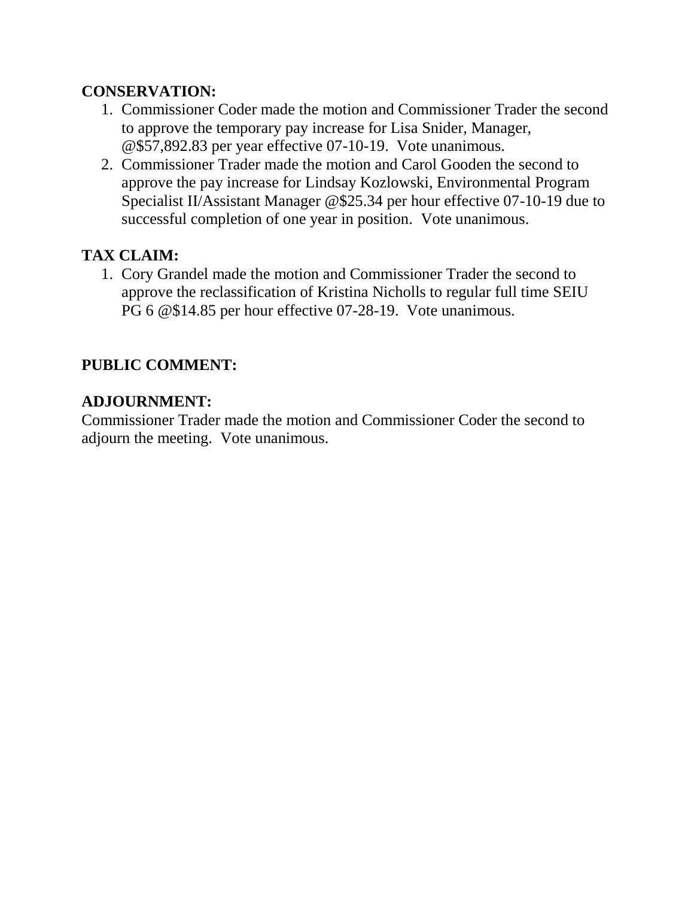**CONSERVATION:**

1. Commissioner Coder made the motion and Commissioner Trader the second to approve the temporary pay increase for Lisa Snider, Manager, @$57,892.83 per year effective 07-10-19. Vote unanimous.
2. Commissioner Trader made the motion and Carol Gooden the second to approve the pay increase for Lindsay Kozlowski, Environmental Program Specialist II/Assistant Manager @$25.34 per hour effective 07-10-19 due to successful completion of one year in position. Vote unanimous.

**TAX CLAIM:**

1. Cory Grandel made the motion and Commissioner Trader the second to approve the reclassification of Kristina Nicholls to regular full time SEIU PG 6 @$14.85 per hour effective 07-28-19. Vote unanimous.

**PUBLIC COMMENT:**

**ADJOURNMENT:**

Commissioner Trader made the motion and Commissioner Coder the second to adjourn the meeting. Vote unanimous.